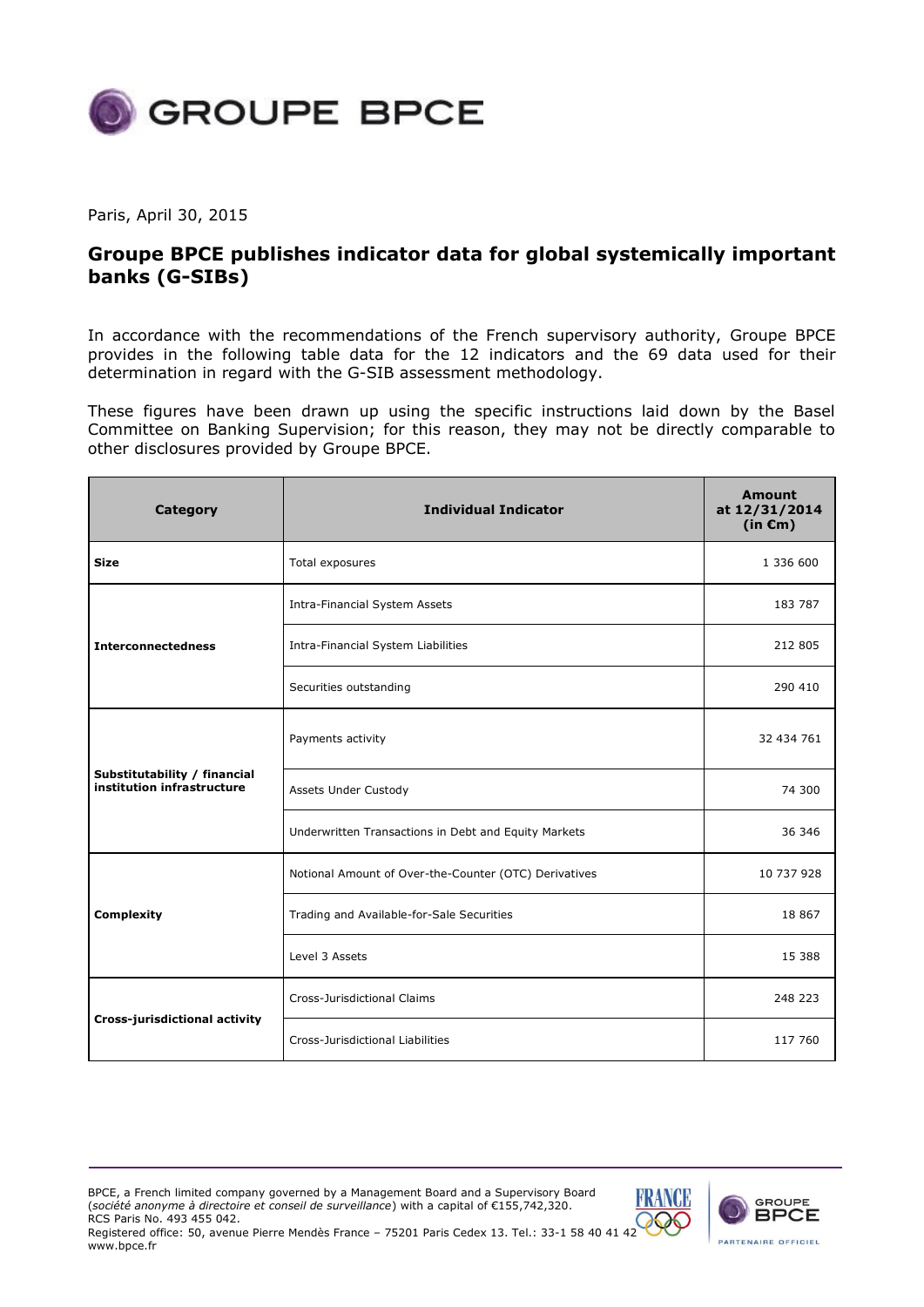GROUPE BPCE

Paris, April 30, 2015

# Groupe BPCE publishes indicator data for global systemically important banks (G-SIBs)

In accordance with the recommendations of the French supervisory authority, Groupe BPCE provides in the following table data for the 12 indicators and the 69 data used for their determination in regard with the G-SIB assessment methodology.

These figures have been drawn up using the specific instructions laid down by the Basel Committee on Banking Supervision; for this reason, they may not be directly comparable to other disclosures provided by Groupe BPCE.

| Category | Individual Indicator | Amount at 12/31/2014 (in €m) |
|---|---|---|
| **Size** | Total exposures | 1 336 600 |
| **Interconnectedness** | Intra-Financial System Assets | 183 787 |
| | Intra-Financial System Liabilities | 212 805 |
| | Securities outstanding | 290 410 |
| **Substitutability / financial institution infrastructure** | Payments activity | 32 434 761 |
| | Assets Under Custody | 74 300 |
| | Underwritten Transactions in Debt and Equity Markets | 36 346 |
| **Complexity** | Notional Amount of Over-the-Counter (OTC) Derivatives | 10 737 928 |
| | Trading and Available-for-Sale Securities | 18 867 |
| | Level 3 Assets | 15 388 |
| **Cross-jurisdictional activity** | Cross-Jurisdictional Claims | 248 223 |
| | Cross-Jurisdictional Liabilities | 117 760 |

BPCE, a French limited company governed by a Management Board and a Supervisory Board (*société anonyme à directoire et conseil de surveillance*) with a capital of €155,742,320.
RCS Paris No. 493 455 042.
Registered office: 50, avenue Pierre Mendès France – 75201 Paris Cedex 13. Tel.: 33-1 58 40 41 42
www.bpce.fr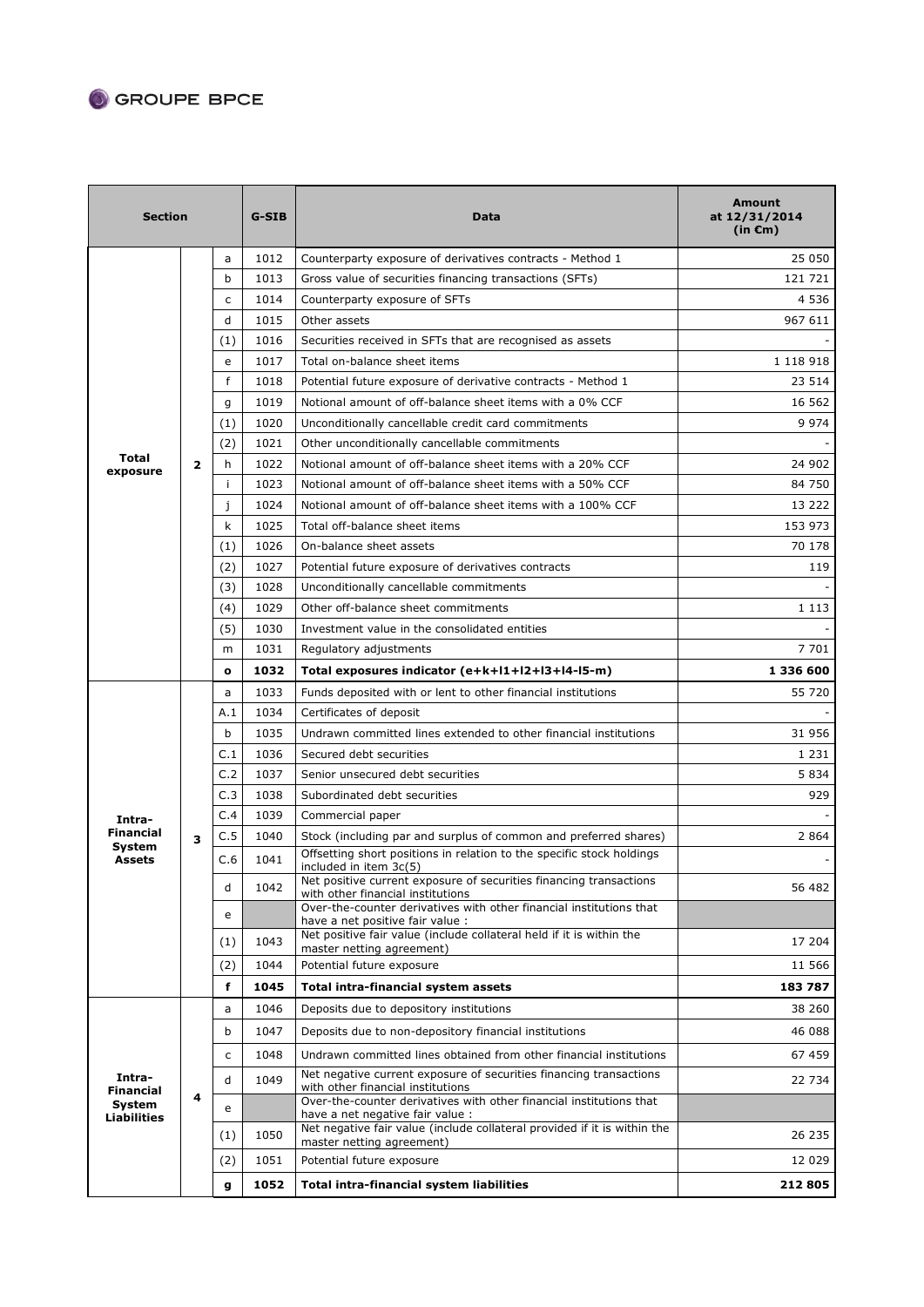| Section | | | G-SIB | Data | Amount at 12/31/2014 (in €m) |
|---|---|---|---|---|---|
| Total exposure | 2 | a | 1012 | Counterparty exposure of derivatives contracts - Method 1 | 25 050 |
| | | b | 1013 | Gross value of securities financing transactions (SFTs) | 121 721 |
| | | c | 1014 | Counterparty exposure of SFTs | 4 536 |
| | | d | 1015 | Other assets | 967 611 |
| | | (1) | 1016 | Securities received in SFTs that are recognised as assets | - |
| | | e | 1017 | Total on-balance sheet items | 1 118 918 |
| | | f | 1018 | Potential future exposure of derivative contracts - Method 1 | 23 514 |
| | | g | 1019 | Notional amount of off-balance sheet items with a 0% CCF | 16 562 |
| | | (1) | 1020 | Unconditionally cancellable credit card commitments | 9 974 |
| | | (2) | 1021 | Other unconditionally cancellable commitments | - |
| | | h | 1022 | Notional amount of off-balance sheet items with a 20% CCF | 24 902 |
| | | i | 1023 | Notional amount of off-balance sheet items with a 50% CCF | 84 750 |
| | | j | 1024 | Notional amount of off-balance sheet items with a 100% CCF | 13 222 |
| | | k | 1025 | Total off-balance sheet items | 153 973 |
| | | (1) | 1026 | On-balance sheet assets | 70 178 |
| | | (2) | 1027 | Potential future exposure of derivatives contracts | 119 |
| | | (3) | 1028 | Unconditionally cancellable commitments | - |
| | | (4) | 1029 | Other off-balance sheet commitments | 1 113 |
| | | (5) | 1030 | Investment value in the consolidated entities | - |
| | | m | 1031 | Regulatory adjustments | 7 701 |
| | | **o** | **1032** | **Total exposures indicator (e+k+l1+l2+l3+l4-l5-m)** | **1 336 600** |
| Intra-Financial System Assets | 3 | a | 1033 | Funds deposited with or lent to other financial institutions | 55 720 |
| | | A.1 | 1034 | Certificates of deposit | - |
| | | b | 1035 | Undrawn committed lines extended to other financial institutions | 31 956 |
| | | C.1 | 1036 | Secured debt securities | 1 231 |
| | | C.2 | 1037 | Senior unsecured debt securities | 5 834 |
| | | C.3 | 1038 | Subordinated debt securities | 929 |
| | | C.4 | 1039 | Commercial paper | - |
| | | C.5 | 1040 | Stock (including par and surplus of common and preferred shares) | 2 864 |
| | | C.6 | 1041 | Offsetting short positions in relation to the specific stock holdings included in item 3c(5) | - |
| | | d | 1042 | Net positive current exposure of securities financing transactions with other financial institutions | 56 482 |
| | | e | | Over-the-counter derivatives with other financial institutions that have a net positive fair value : | |
| | | (1) | 1043 | Net positive fair value (include collateral held if it is within the master netting agreement) | 17 204 |
| | | (2) | 1044 | Potential future exposure | 11 566 |
| | | **f** | **1045** | **Total intra-financial system assets** | **183 787** |
| Intra-Financial System Liabilities | 4 | a | 1046 | Deposits due to depository institutions | 38 260 |
| | | b | 1047 | Deposits due to non-depository financial institutions | 46 088 |
| | | c | 1048 | Undrawn committed lines obtained from other financial institutions | 67 459 |
| | | d | 1049 | Net negative current exposure of securities financing transactions with other financial institutions | 22 734 |
| | | e | | Over-the-counter derivatives with other financial institutions that have a net negative fair value : | |
| | | (1) | 1050 | Net negative fair value (include collateral provided if it is within the master netting agreement) | 26 235 |
| | | (2) | 1051 | Potential future exposure | 12 029 |
| | | **g** | **1052** | **Total intra-financial system liabilities** | **212 805** |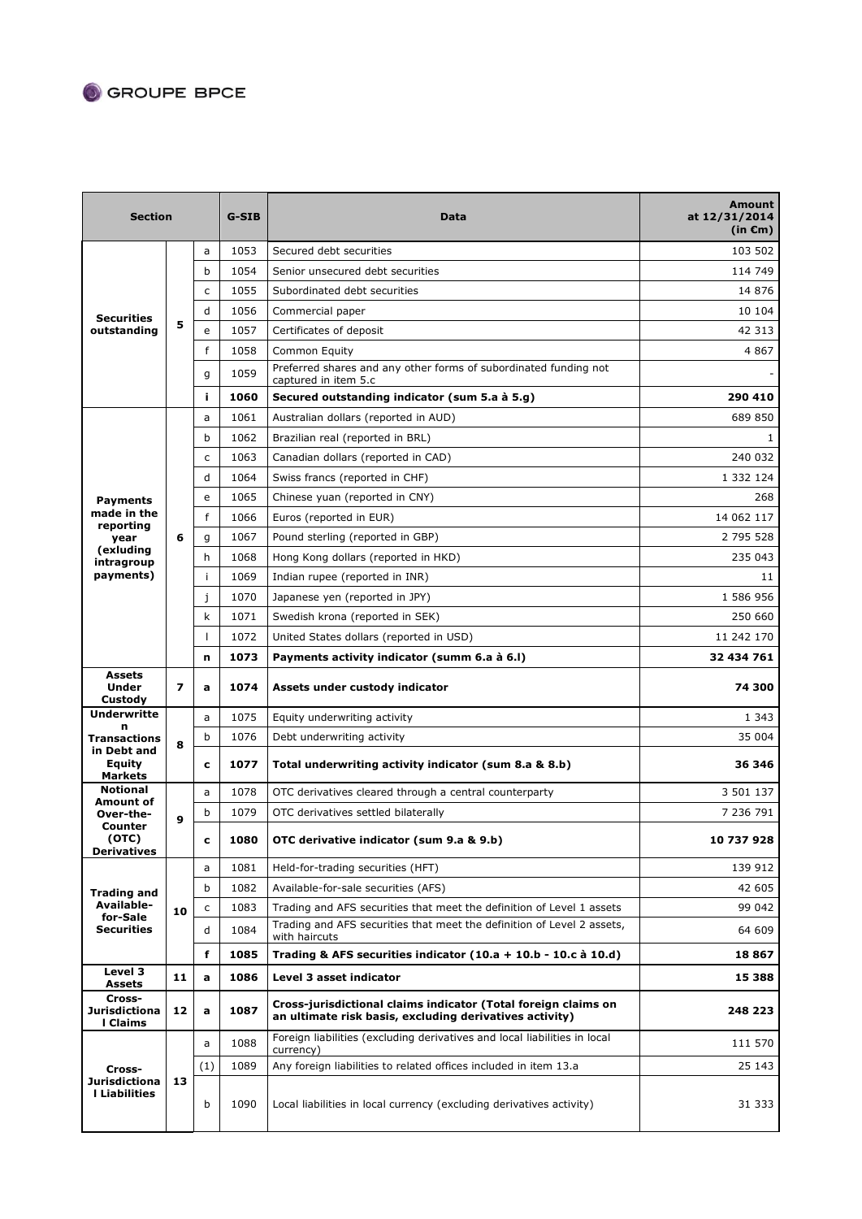| Section | | | G-SIB | Data | Amount at 12/31/2014 (in €m) |
|---|---|---|---|---|---|
| Securities outstanding | 5 | a | 1053 | Secured debt securities | 103 502 |
| | | b | 1054 | Senior unsecured debt securities | 114 749 |
| | | c | 1055 | Subordinated debt securities | 14 876 |
| | | d | 1056 | Commercial paper | 10 104 |
| | | e | 1057 | Certificates of deposit | 42 313 |
| | | f | 1058 | Common Equity | 4 867 |
| | | g | 1059 | Preferred shares and any other forms of subordinated funding not captured in item 5.c | - |
| | | **i** | **1060** | **Secured outstanding indicator (sum 5.a à 5.g)** | **290 410** |
| Payments made in the reporting year (excluding intragroup payments) | 6 | a | 1061 | Australian dollars (reported in AUD) | 689 850 |
| | | b | 1062 | Brazilian real (reported in BRL) | 1 |
| | | c | 1063 | Canadian dollars (reported in CAD) | 240 032 |
| | | d | 1064 | Swiss francs (reported in CHF) | 1 332 124 |
| | | e | 1065 | Chinese yuan (reported in CNY) | 268 |
| | | f | 1066 | Euros (reported in EUR) | 14 062 117 |
| | | g | 1067 | Pound sterling (reported in GBP) | 2 795 528 |
| | | h | 1068 | Hong Kong dollars (reported in HKD) | 235 043 |
| | | i | 1069 | Indian rupee (reported in INR) | 11 |
| | | j | 1070 | Japanese yen (reported in JPY) | 1 586 956 |
| | | k | 1071 | Swedish krona (reported in SEK) | 250 660 |
| | | l | 1072 | United States dollars (reported in USD) | 11 242 170 |
| | | **n** | **1073** | **Payments activity indicator (summ 6.a à 6.l)** | **32 434 761** |
| Assets Under Custody | 7 | **a** | **1074** | **Assets under custody indicator** | **74 300** |
| Underwritten Transactions in Debt and Equity Markets | 8 | a | 1075 | Equity underwriting activity | 1 343 |
| | | b | 1076 | Debt underwriting activity | 35 004 |
| | | **c** | **1077** | **Total underwriting activity indicator (sum 8.a & 8.b)** | **36 346** |
| Notional Amount of Over-the-Counter (OTC) Derivatives | 9 | a | 1078 | OTC derivatives cleared through a central counterparty | 3 501 137 |
| | | b | 1079 | OTC derivatives settled bilaterally | 7 236 791 |
| | | **c** | **1080** | **OTC derivative indicator (sum 9.a & 9.b)** | **10 737 928** |
| Trading and Available-for-Sale Securities | 10 | a | 1081 | Held-for-trading securities (HFT) | 139 912 |
| | | b | 1082 | Available-for-sale securities (AFS) | 42 605 |
| | | c | 1083 | Trading and AFS securities that meet the definition of Level 1 assets | 99 042 |
| | | d | 1084 | Trading and AFS securities that meet the definition of Level 2 assets, with haircuts | 64 609 |
| | | **f** | **1085** | **Trading & AFS securities indicator (10.a + 10.b - 10.c à 10.d)** | **18 867** |
| Level 3 Assets | 11 | **a** | **1086** | **Level 3 asset indicator** | **15 388** |
| Cross-Jurisdictional Claims | 12 | **a** | **1087** | **Cross-jurisdictional claims indicator (Total foreign claims on an ultimate risk basis, excluding derivatives activity)** | **248 223** |
| Cross-Jurisdictional Liabilities | 13 | a | 1088 | Foreign liabilities (excluding derivatives and local liabilities in local currency) | 111 570 |
| | | (1) | 1089 | Any foreign liabilities to related offices included in item 13.a | 25 143 |
| | | b | 1090 | Local liabilities in local currency (excluding derivatives activity) | 31 333 |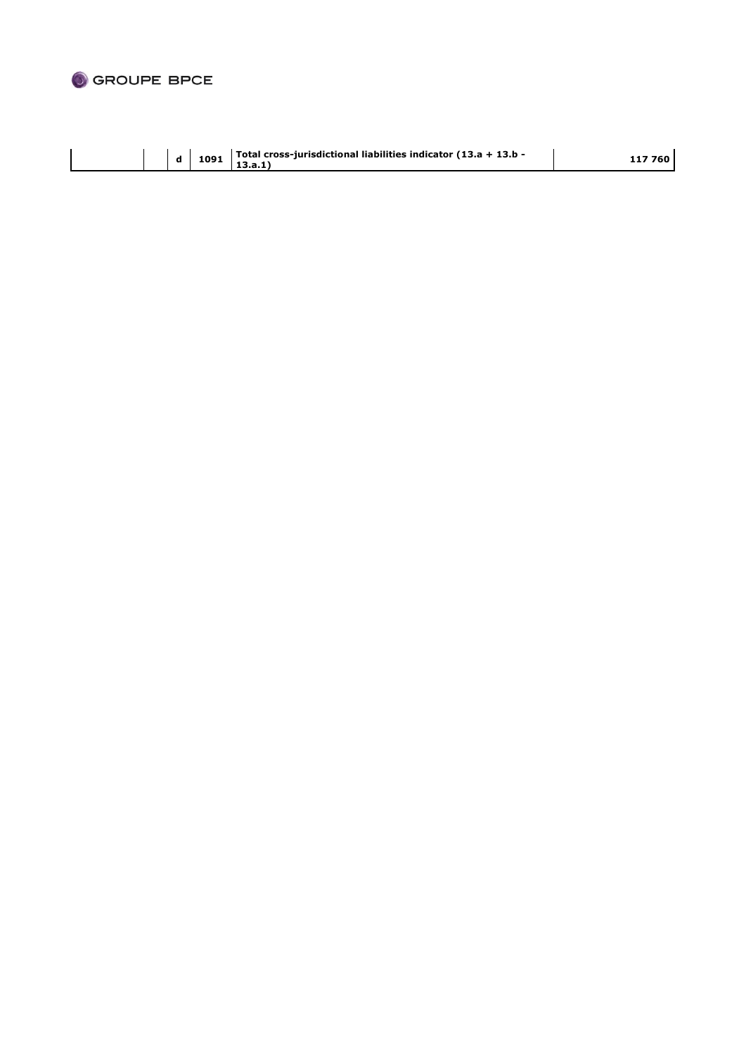| | | | | | |
|---|---|---|---|---|---|
| | | d | 1091 | Total cross-jurisdictional liabilities indicator (13.a + 13.b - 13.a.1) | 117 760 |